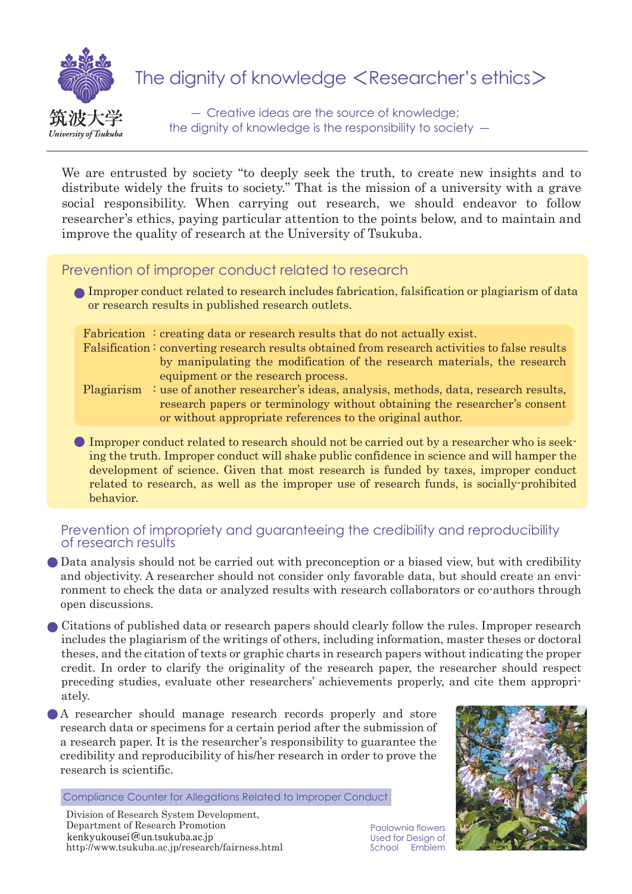筑波大学
*University of Tsukuba*

# The dignity of knowledge <Researcher's ethics>

— Creative ideas are the source of knowledge;
the dignity of knowledge is the responsibility to society —

We are entrusted by society "to deeply seek the truth, to create new insights and to distribute widely the fruits to society." That is the mission of a university with a grave social responsibility. When carrying out research, we should endeavor to follow researcher's ethics, paying particular attention to the points below, and to maintain and improve the quality of research at the University of Tsukuba.

## Prevention of improper conduct related to research

- Improper conduct related to research includes fabrication, falsification or plagiarism of data or research results in published research outlets.

| | |
|---|---|
| Fabrication | : creating data or research results that do not actually exist. |
| Falsification | : converting research results obtained from research activities to false results by manipulating the modification of the research materials, the research equipment or the research process. |
| Plagiarism | : use of another researcher's ideas, analysis, methods, data, research results, research papers or terminology without obtaining the researcher's consent or without appropriate references to the original author. |

- Improper conduct related to research should not be carried out by a researcher who is seeking the truth. Improper conduct will shake public confidence in science and will hamper the development of science. Given that most research is funded by taxes, improper conduct related to research, as well as the improper use of research funds, is socially-prohibited behavior.

## Prevention of impropriety and guaranteeing the credibility and reproducibility of research results

- Data analysis should not be carried out with preconception or a biased view, but with credibility and objectivity. A researcher should not consider only favorable data, but should create an environment to check the data or analyzed results with research collaborators or co-authors through open discussions.
- Citations of published data or research papers should clearly follow the rules. Improper research includes the plagiarism of the writings of others, including information, master theses or doctoral theses, and the citation of texts or graphic charts in research papers without indicating the proper credit. In order to clarify the originality of the research paper, the researcher should respect preceding studies, evaluate other researchers' achievements properly, and cite them appropriately.
- A researcher should manage research records properly and store research data or specimens for a certain period after the submission of a research paper. It is the researcher's responsibility to guarantee the credibility and reproducibility of his/her research in order to prove the research is scientific.

**Compliance Counter for Allegations Related to Improper Conduct**

Division of Research System Development,
Department of Research Promotion
kenkyukousei@un.tsukuba.ac.jp
http://www.tsukuba.ac.jp/research/fairness.html

Paulownia flowers Used for Design of School Emblem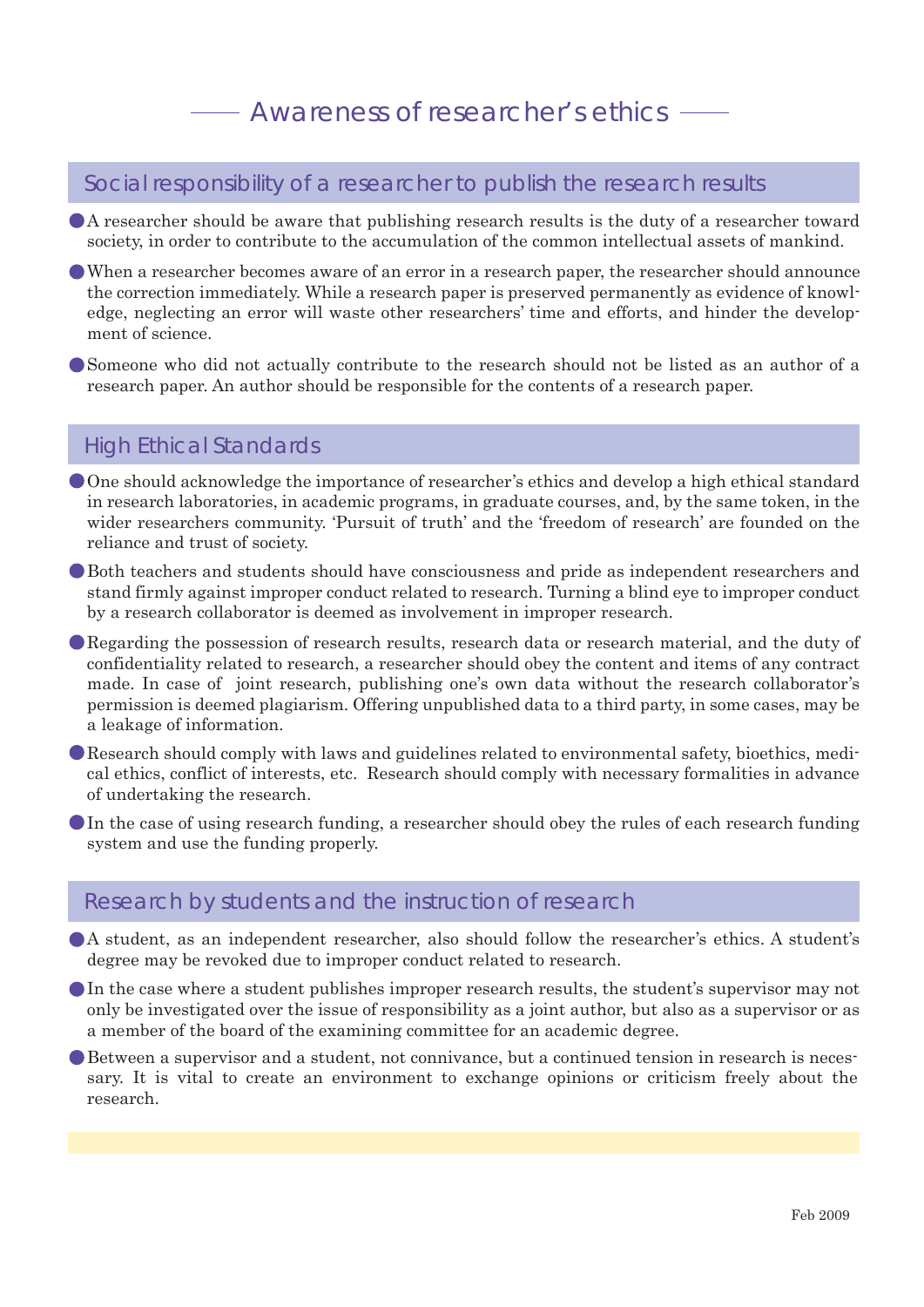# Awareness of researcher's ethics

## Social responsibility of a researcher to publish the research results

- A researcher should be aware that publishing research results is the duty of a researcher toward society, in order to contribute to the accumulation of the common intellectual assets of mankind.
- When a researcher becomes aware of an error in a research paper, the researcher should announce the correction immediately. While a research paper is preserved permanently as evidence of knowledge, neglecting an error will waste other researchers' time and efforts, and hinder the development of science.
- Someone who did not actually contribute to the research should not be listed as an author of a research paper. An author should be responsible for the contents of a research paper.

## High Ethical Standards

- One should acknowledge the importance of researcher's ethics and develop a high ethical standard in research laboratories, in academic programs, in graduate courses, and, by the same token, in the wider researchers community. 'Pursuit of truth' and the 'freedom of research' are founded on the reliance and trust of society.
- Both teachers and students should have consciousness and pride as independent researchers and stand firmly against improper conduct related to research. Turning a blind eye to improper conduct by a research collaborator is deemed as involvement in improper research.
- Regarding the possession of research results, research data or research material, and the duty of confidentiality related to research, a researcher should obey the content and items of any contract made. In case of joint research, publishing one's own data without the research collaborator's permission is deemed plagiarism. Offering unpublished data to a third party, in some cases, may be a leakage of information.
- Research should comply with laws and guidelines related to environmental safety, bioethics, medical ethics, conflict of interests, etc. Research should comply with necessary formalities in advance of undertaking the research.
- In the case of using research funding, a researcher should obey the rules of each research funding system and use the funding properly.

## Research by students and the instruction of research

- A student, as an independent researcher, also should follow the researcher's ethics. A student's degree may be revoked due to improper conduct related to research.
- In the case where a student publishes improper research results, the student's supervisor may not only be investigated over the issue of responsibility as a joint author, but also as a supervisor or as a member of the board of the examining committee for an academic degree.
- Between a supervisor and a student, not connivance, but a continued tension in research is necessary. It is vital to create an environment to exchange opinions or criticism freely about the research.

Feb 2009